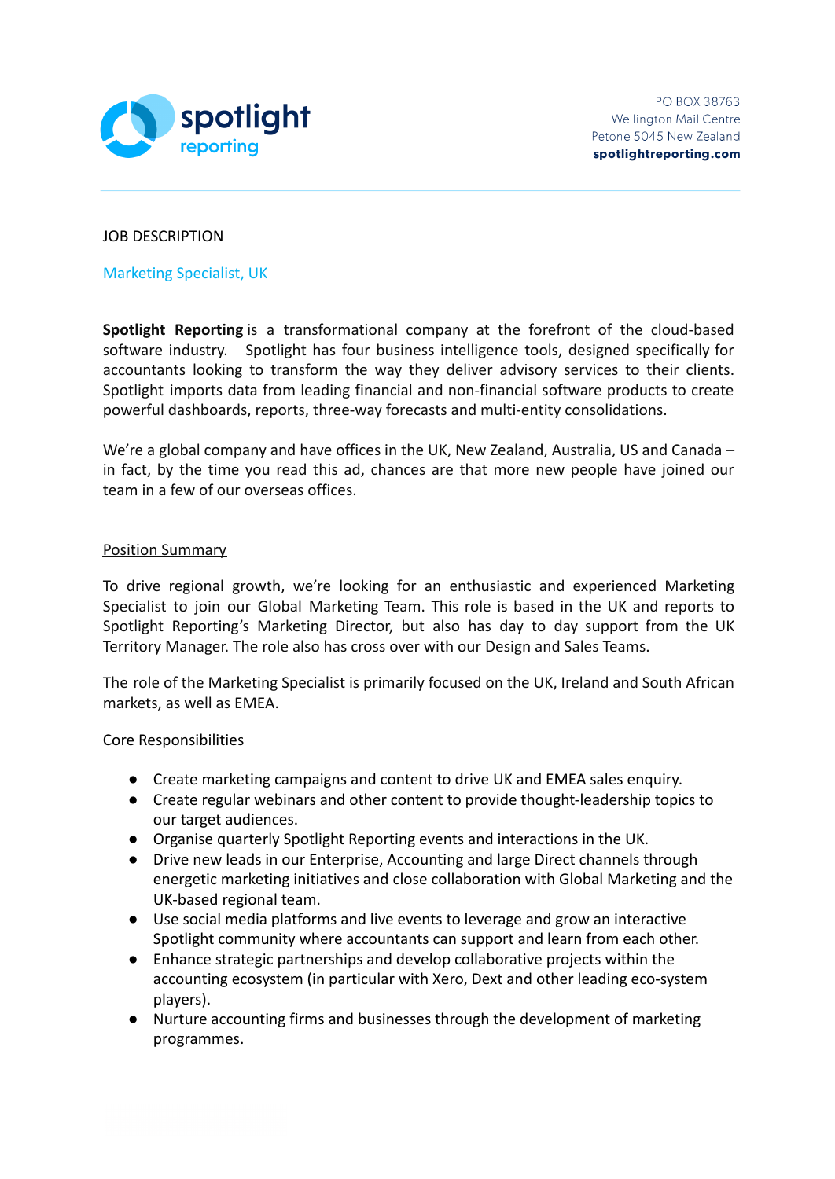spotlight reporting

PO BOX 38763
Wellington Mail Centre
Petone 5045 New Zealand
**spotlightreporting.com**

JOB DESCRIPTION

## Marketing Specialist, UK

**Spotlight Reporting** is a transformational company at the forefront of the cloud-based software industry. Spotlight has four business intelligence tools, designed specifically for accountants looking to transform the way they deliver advisory services to their clients. Spotlight imports data from leading financial and non-financial software products to create powerful dashboards, reports, three-way forecasts and multi-entity consolidations.

We're a global company and have offices in the UK, New Zealand, Australia, US and Canada – in fact, by the time you read this ad, chances are that more new people have joined our team in a few of our overseas offices.

### Position Summary

To drive regional growth, we're looking for an enthusiastic and experienced Marketing Specialist to join our Global Marketing Team. This role is based in the UK and reports to Spotlight Reporting's Marketing Director, but also has day to day support from the UK Territory Manager. The role also has cross over with our Design and Sales Teams.

The role of the Marketing Specialist is primarily focused on the UK, Ireland and South African markets, as well as EMEA.

### Core Responsibilities

- Create marketing campaigns and content to drive UK and EMEA sales enquiry.
- Create regular webinars and other content to provide thought-leadership topics to our target audiences.
- Organise quarterly Spotlight Reporting events and interactions in the UK.
- Drive new leads in our Enterprise, Accounting and large Direct channels through energetic marketing initiatives and close collaboration with Global Marketing and the UK-based regional team.
- Use social media platforms and live events to leverage and grow an interactive Spotlight community where accountants can support and learn from each other.
- Enhance strategic partnerships and develop collaborative projects within the accounting ecosystem (in particular with Xero, Dext and other leading eco-system players).
- Nurture accounting firms and businesses through the development of marketing programmes.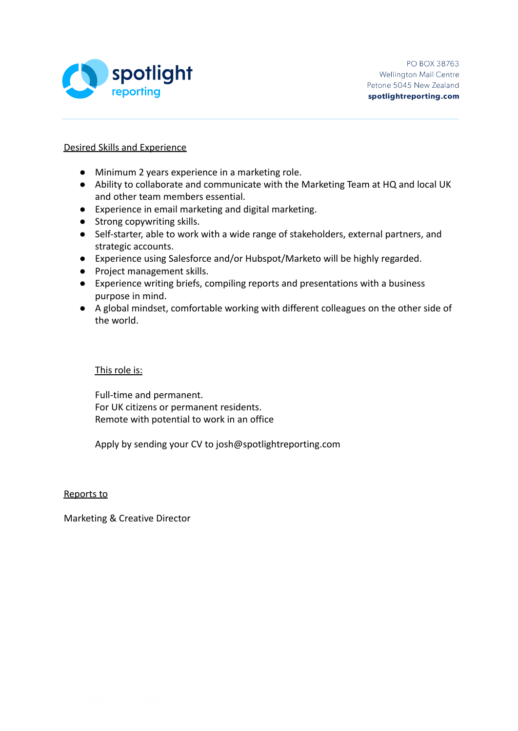Desired Skills and Experience

- Minimum 2 years experience in a marketing role.
- Ability to collaborate and communicate with the Marketing Team at HQ and local UK and other team members essential.
- Experience in email marketing and digital marketing.
- Strong copywriting skills.
- Self-starter, able to work with a wide range of stakeholders, external partners, and strategic accounts.
- Experience using Salesforce and/or Hubspot/Marketo will be highly regarded.
- Project management skills.
- Experience writing briefs, compiling reports and presentations with a business purpose in mind.
- A global mindset, comfortable working with different colleagues on the other side of the world.

This role is:

Full-time and permanent.
For UK citizens or permanent residents.
Remote with potential to work in an office

Apply by sending your CV to josh@spotlightreporting.com

Reports to

Marketing & Creative Director